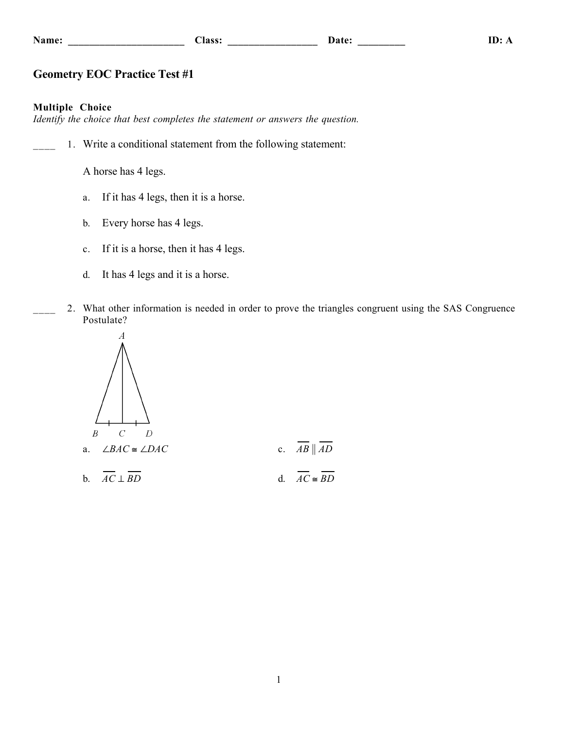Name: ______________________ Class: _________________ Date: _________ ID: A

# Geometry EOC Practice Test #1

## Multiple Choice

*Identify the choice that best completes the statement or answers the question.*

____ 1. Write a conditional statement from the following statement:

A horse has 4 legs.

a. If it has 4 legs, then it is a horse.

b. Every horse has 4 legs.

c. If it is a horse, then it has 4 legs.

d. It has 4 legs and it is a horse.

____ 2. What other information is needed in order to prove the triangles congruent using the SAS Congruence Postulate?

a. $\angle BAC \cong \angle DAC$

b. $\overline{AC} \perp \overline{BD}$

c. $\overline{AB} \parallel \overline{AD}$

d. $\overline{AC} \cong \overline{BD}$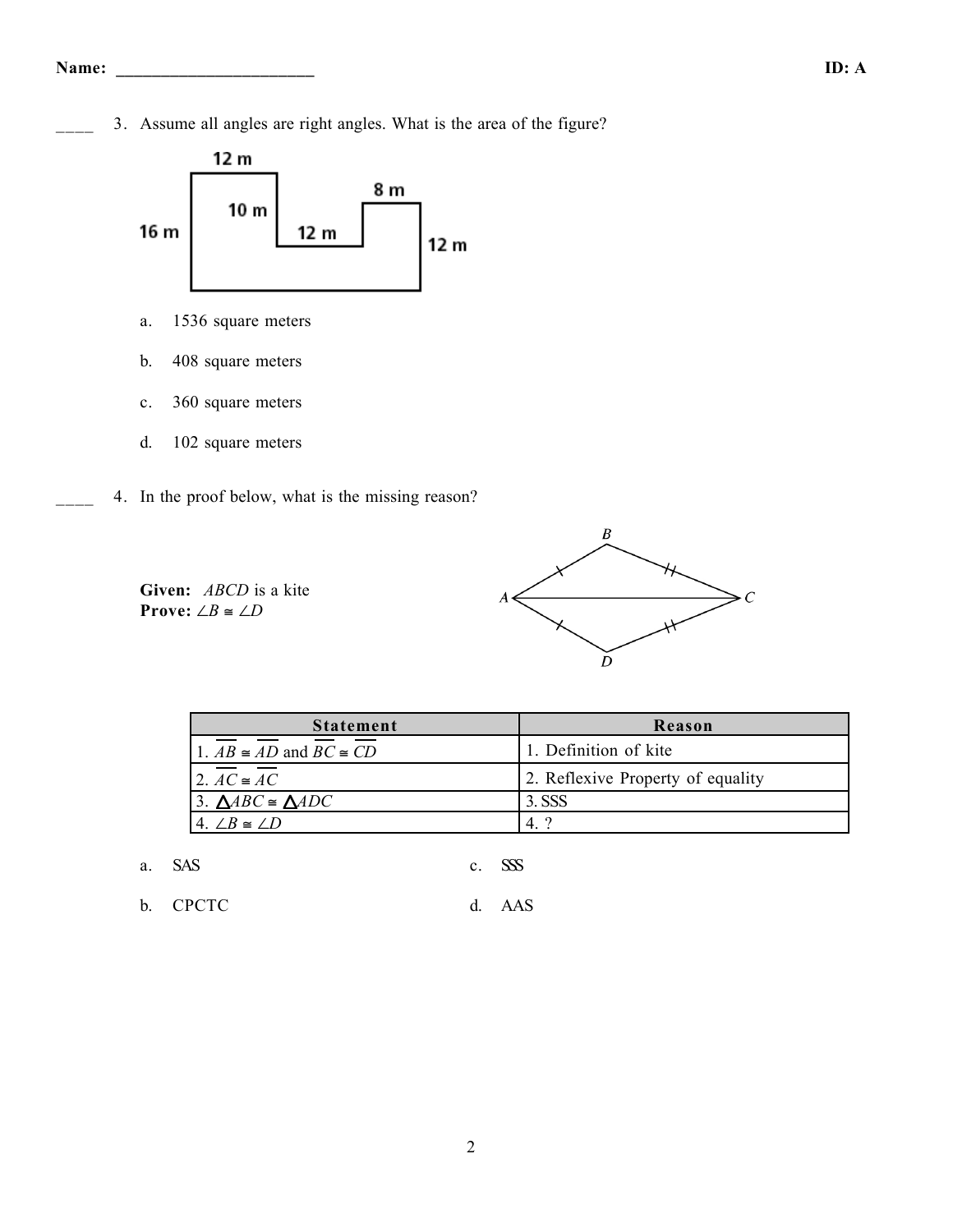____ 3. Assume all angles are right angles. What is the area of the figure?

a. 1536 square meters

b. 408 square meters

c. 360 square meters

d. 102 square meters

____ 4. In the proof below, what is the missing reason?

**Given:** *ABCD* is a kite
**Prove:** $\angle B \cong \angle D$

| Statement | Reason |
| --- | --- |
| 1. $\overline{AB} \cong \overline{AD}$ and $\overline{BC} \cong \overline{CD}$ | 1. Definition of kite |
| 2. $\overline{AC} \cong \overline{AC}$ | 2. Reflexive Property of equality |
| 3. $\triangle ABC \cong \triangle ADC$ | 3. SSS |
| 4. $\angle B \cong \angle D$ | 4. ? |

a. SAS

b. CPCTC

c. SSS

d. AAS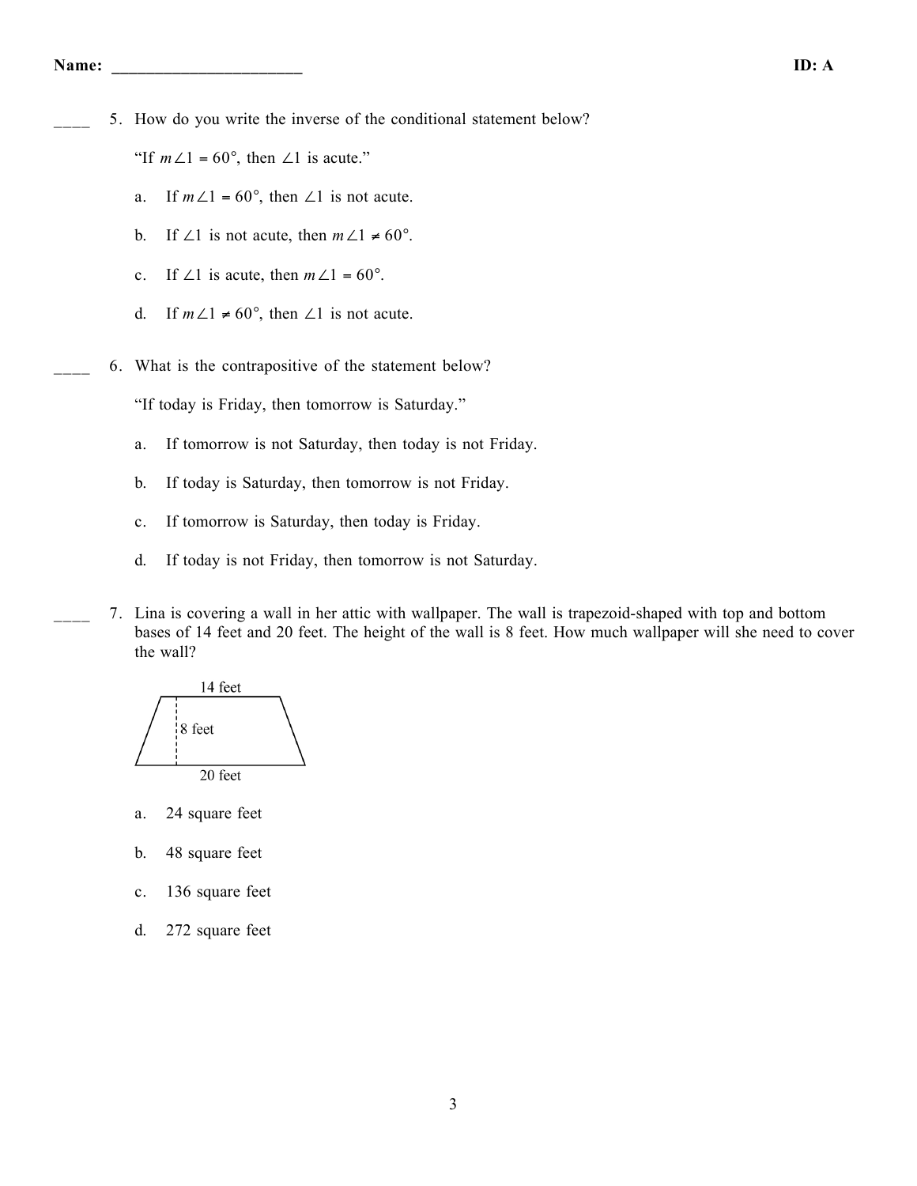Name: ______________________ **ID: A**

____ 5. How do you write the inverse of the conditional statement below?

“If $m\angle 1 = 60°$, then $\angle 1$ is acute.”

a. If $m\angle 1 = 60°$, then $\angle 1$ is not acute.

b. If $\angle 1$ is not acute, then $m\angle 1 \neq 60°$.

c. If $\angle 1$ is acute, then $m\angle 1 = 60°$.

d. If $m\angle 1 \neq 60°$, then $\angle 1$ is not acute.

____ 6. What is the contrapositive of the statement below?

“If today is Friday, then tomorrow is Saturday.”

a. If tomorrow is not Saturday, then today is not Friday.

b. If today is Saturday, then tomorrow is not Friday.

c. If tomorrow is Saturday, then today is Friday.

d. If today is not Friday, then tomorrow is not Saturday.

____ 7. Lina is covering a wall in her attic with wallpaper. The wall is trapezoid-shaped with top and bottom bases of 14 feet and 20 feet. The height of the wall is 8 feet. How much wallpaper will she need to cover the wall?

14 feet

8 feet

20 feet

a. 24 square feet

b. 48 square feet

c. 136 square feet

d. 272 square feet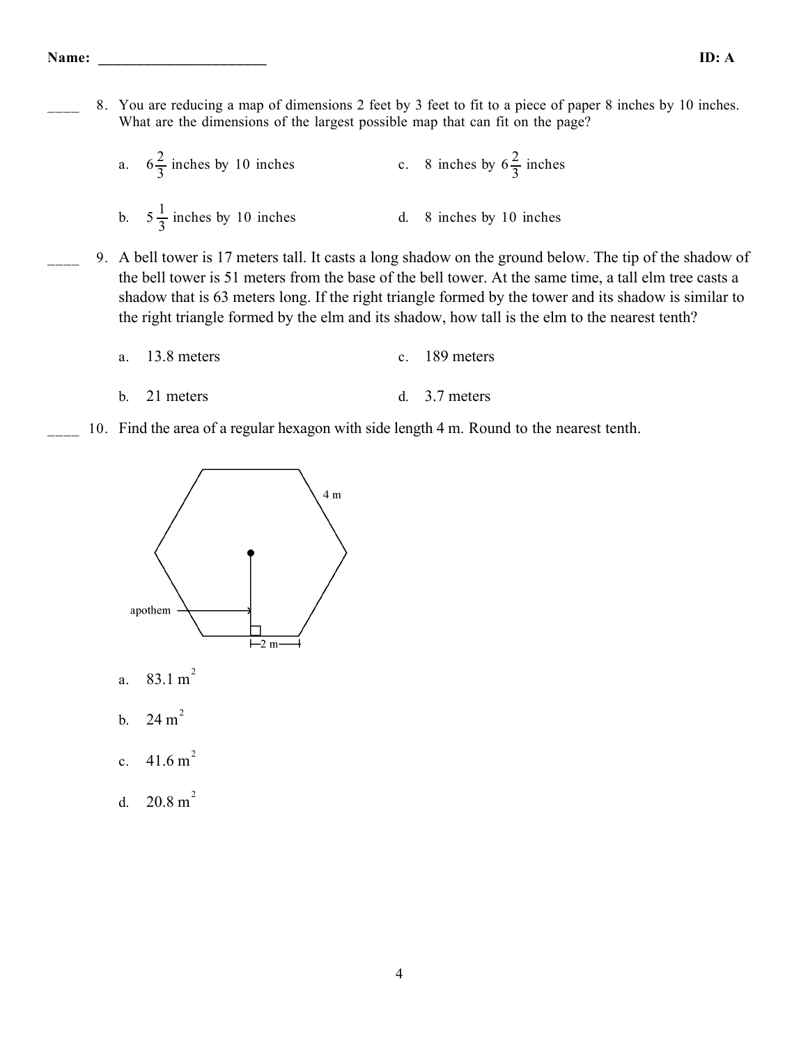____ 8. You are reducing a map of dimensions 2 feet by 3 feet to fit to a piece of paper 8 inches by 10 inches. What are the dimensions of the largest possible map that can fit on the page?

a. $6\frac{2}{3}$ inches by 10 inches

b. $5\frac{1}{3}$ inches by 10 inches

c. 8 inches by $6\frac{2}{3}$ inches

d. 8 inches by 10 inches

____ 9. A bell tower is 17 meters tall. It casts a long shadow on the ground below. The tip of the shadow of the bell tower is 51 meters from the base of the bell tower. At the same time, a tall elm tree casts a shadow that is 63 meters long. If the right triangle formed by the tower and its shadow is similar to the right triangle formed by the elm and its shadow, how tall is the elm to the nearest tenth?

a. 13.8 meters

b. 21 meters

c. 189 meters

d. 3.7 meters

____ 10. Find the area of a regular hexagon with side length 4 m. Round to the nearest tenth.

4 m

apothem

2 m

a. 83.1 $m^2$

b. 24 $m^2$

c. 41.6 $m^2$

d. 20.8 $m^2$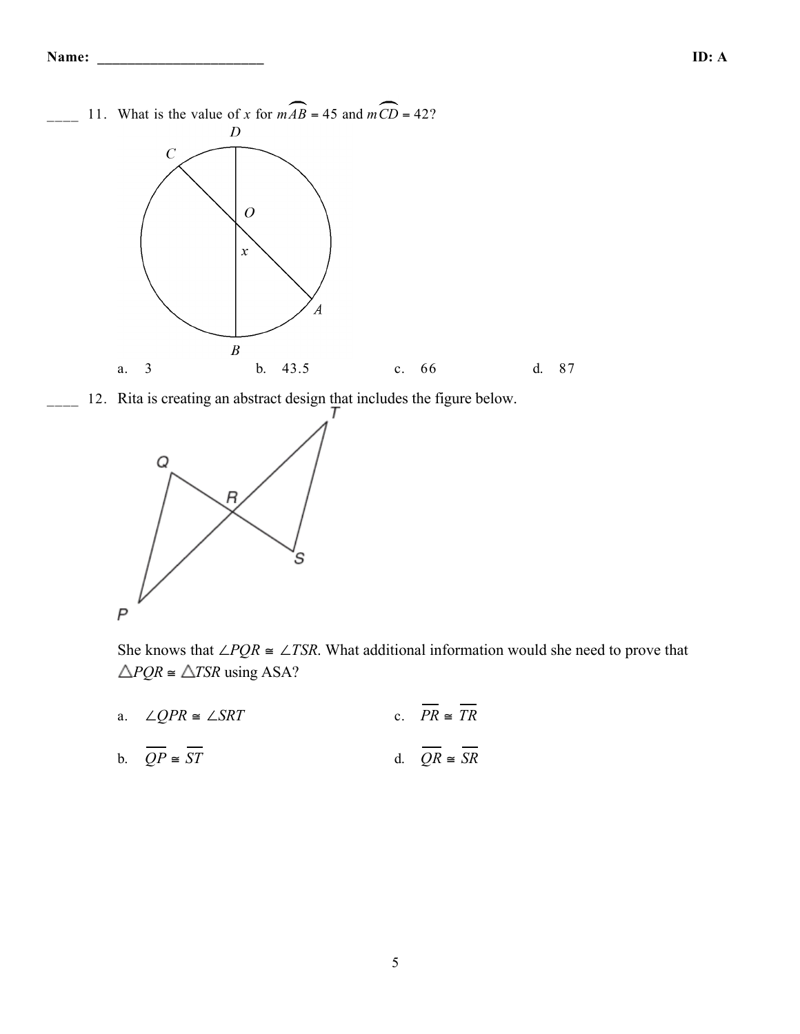____ 11. What is the value of $x$ for $m\widehat{AB} = 45$ and $m\widehat{CD} = 42$?

a. 3
b. 43.5
c. 66
d. 87

____ 12. Rita is creating an abstract design that includes the figure below.

She knows that $\angle PQR \cong \angle TSR$. What additional information would she need to prove that $\triangle PQR \cong \triangle TSR$ using ASA?

a. $\angle QPR \cong \angle SRT$
b. $\overline{QP} \cong \overline{ST}$
c. $\overline{PR} \cong \overline{TR}$
d. $\overline{QR} \cong \overline{SR}$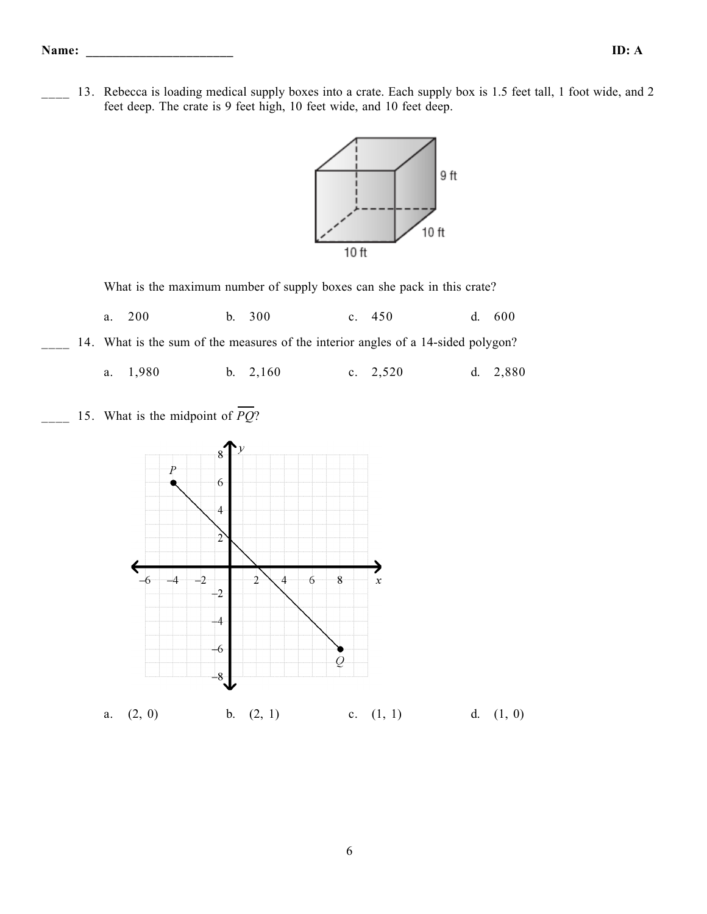Name: ______________________ **ID: A**

____ 13. Rebecca is loading medical supply boxes into a crate. Each supply box is 1.5 feet tall, 1 foot wide, and 2 feet deep. The crate is 9 feet high, 10 feet wide, and 10 feet deep.

What is the maximum number of supply boxes can she pack in this crate?

a. 200 b. 300 c. 450 d. 600

____ 14. What is the sum of the measures of the interior angles of a 14-sided polygon?

a. 1,980 b. 2,160 c. 2,520 d. 2,880

____ 15. What is the midpoint of $\overline{PQ}$?

a. (2, 0) b. (2, 1) c. (1, 1) d. (1, 0)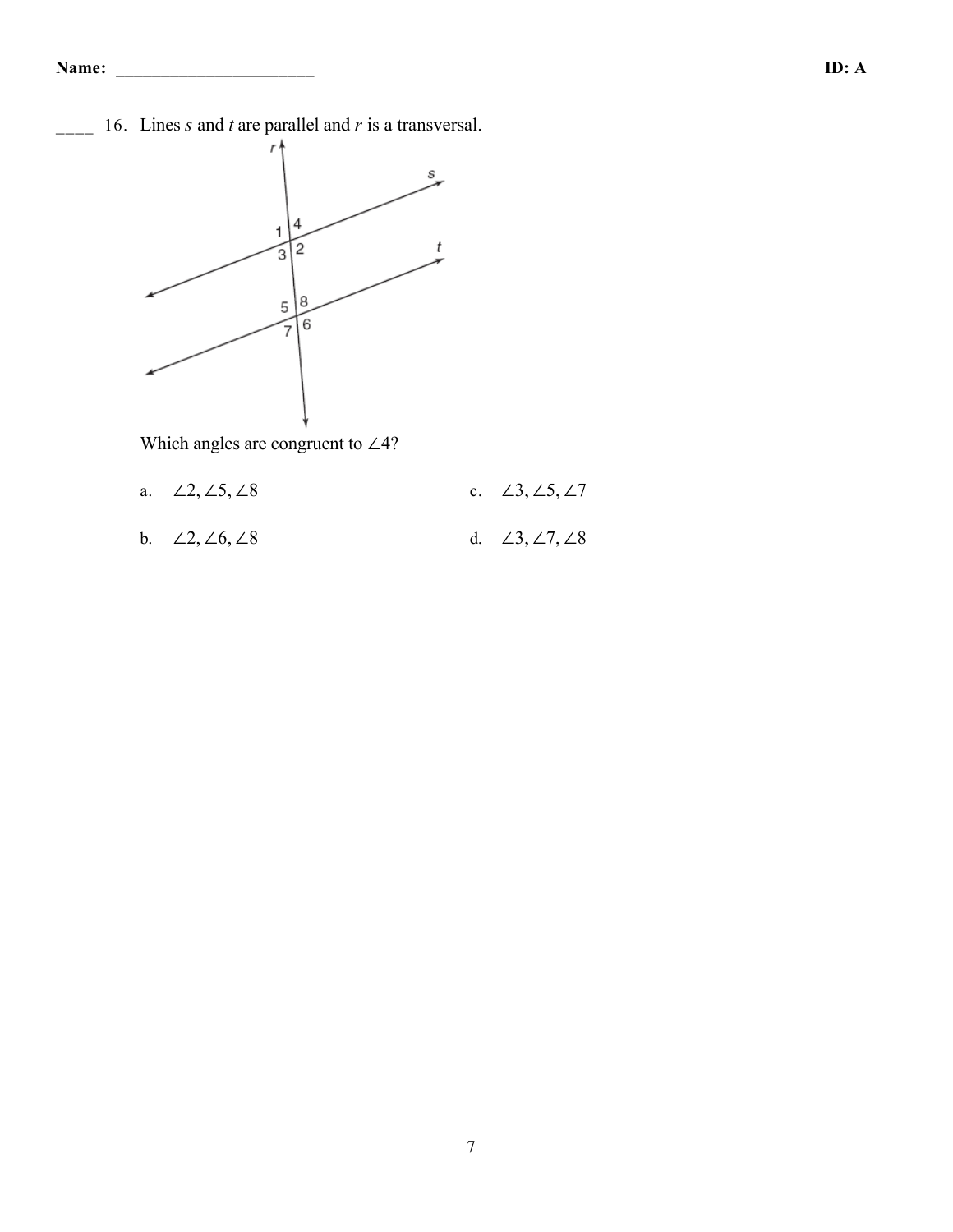____ 16. Lines *s* and *t* are parallel and *r* is a transversal.

Which angles are congruent to $\angle 4$?

a. $\angle 2, \angle 5, \angle 8$

b. $\angle 2, \angle 6, \angle 8$

c. $\angle 3, \angle 5, \angle 7$

d. $\angle 3, \angle 7, \angle 8$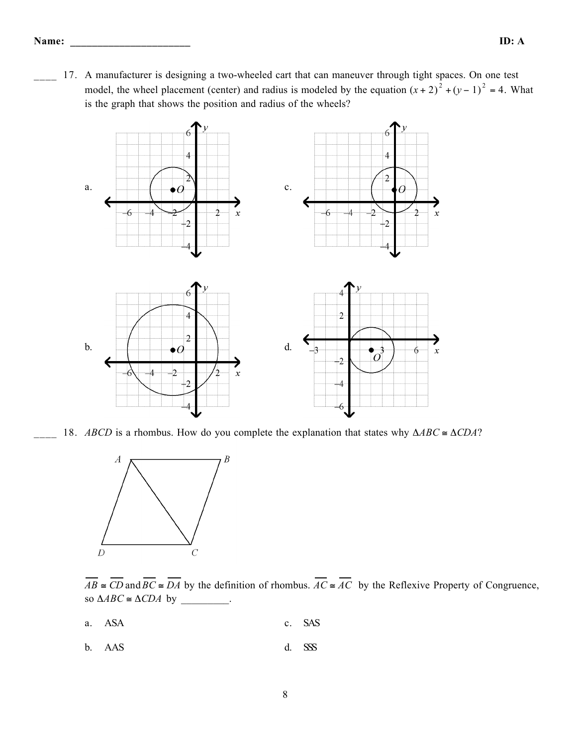____ 17. A manufacturer is designing a two-wheeled cart that can maneuver through tight spaces. On one test model, the wheel placement (center) and radius is modeled by the equation $(x + 2)^2 + (y - 1)^2 = 4$. What is the graph that shows the position and radius of the wheels?

a.

c.

b.

d.

____ 18. *ABCD* is a rhombus. How do you complete the explanation that states why $\Delta ABC \cong \Delta CDA$?

$\overline{AB} \cong \overline{CD}$ and $\overline{BC} \cong \overline{DA}$ by the definition of rhombus. $\overline{AC} \cong \overline{AC}$ by the Reflexive Property of Congruence, so $\Delta ABC \cong \Delta CDA$ by _________.

a. ASA

b. AAS

c. SAS

d. SSS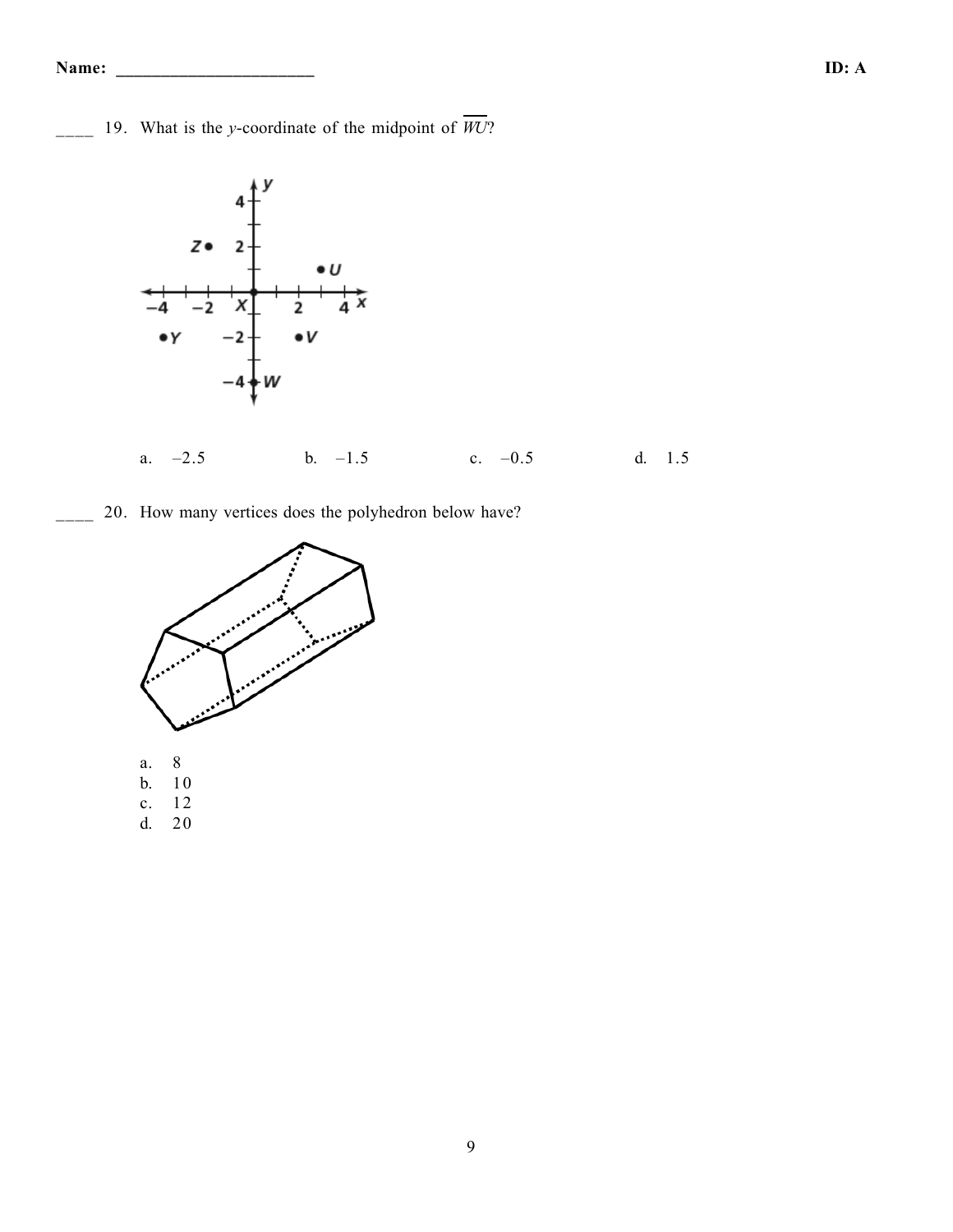____ 19. What is the *y*-coordinate of the midpoint of $\overline{WU}$?

a. –2.5
b. –1.5
c. –0.5
d. 1.5

____ 20. How many vertices does the polyhedron below have?

a. 8
b. 10
c. 12
d. 20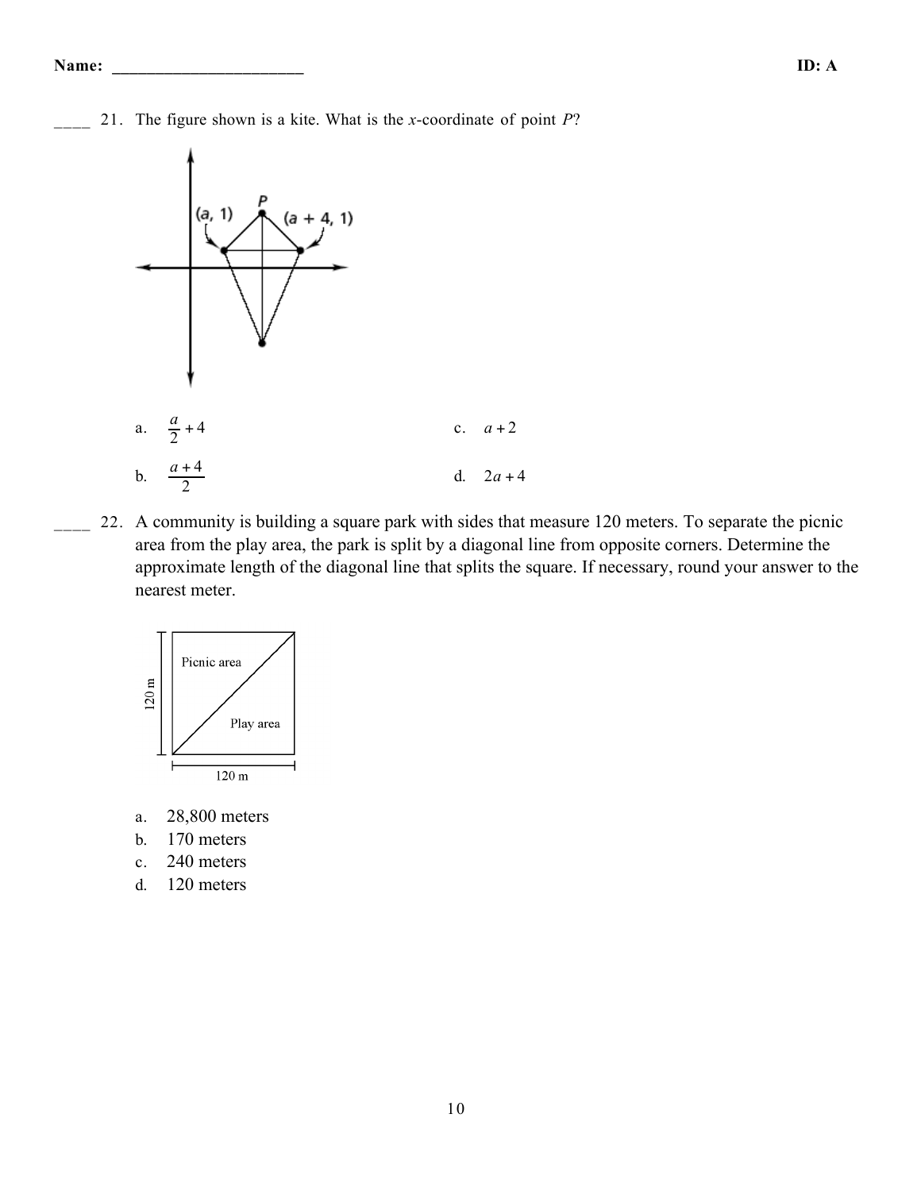____ 21. The figure shown is a kite. What is the $x$-coordinate of point $P$?

a. $\frac{a}{2}+4$

b. $\frac{a+4}{2}$

c. $a+2$

d. $2a+4$

____ 22. A community is building a square park with sides that measure 120 meters. To separate the picnic area from the play area, the park is split by a diagonal line from opposite corners. Determine the approximate length of the diagonal line that splits the square. If necessary, round your answer to the nearest meter.

a. 28,800 meters
b. 170 meters
c. 240 meters
d. 120 meters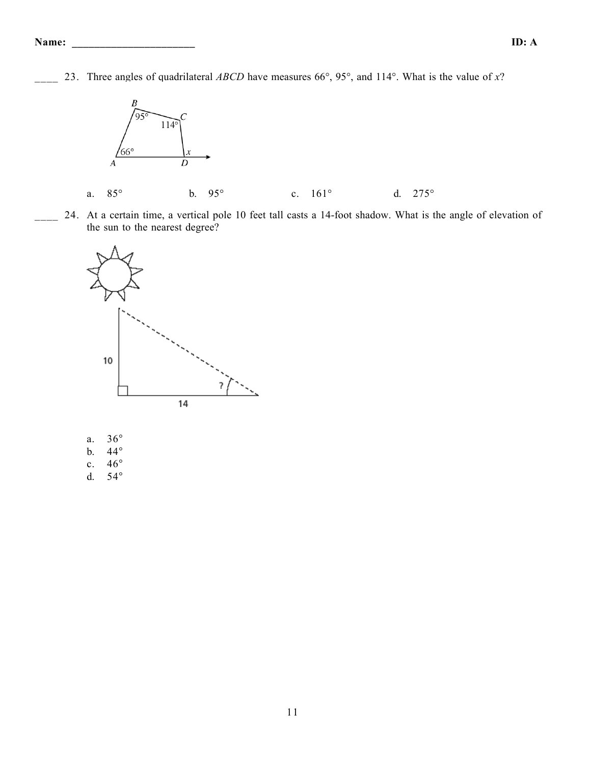Name: ______________________ ID: A

____ 23. Three angles of quadrilateral *ABCD* have measures 66°, 95°, and 114°. What is the value of *x*?

a. 85° b. 95° c. 161° d. 275°

____ 24. At a certain time, a vertical pole 10 feet tall casts a 14-foot shadow. What is the angle of elevation of the sun to the nearest degree?

a. 36°
b. 44°
c. 46°
d. 54°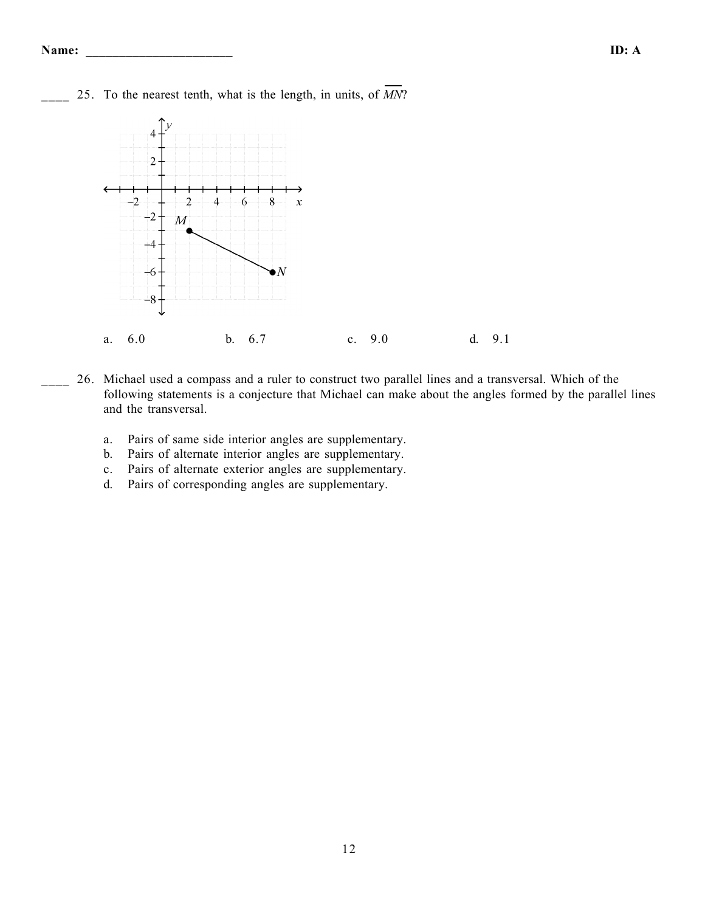**Name: ______________________** **ID: A**

____ 25. To the nearest tenth, what is the length, in units, of $\overline{MN}$?

a. 6.0 b. 6.7 c. 9.0 d. 9.1

____ 26. Michael used a compass and a ruler to construct two parallel lines and a transversal. Which of the following statements is a conjecture that Michael can make about the angles formed by the parallel lines and the transversal.

a. Pairs of same side interior angles are supplementary.
b. Pairs of alternate interior angles are supplementary.
c. Pairs of alternate exterior angles are supplementary.
d. Pairs of corresponding angles are supplementary.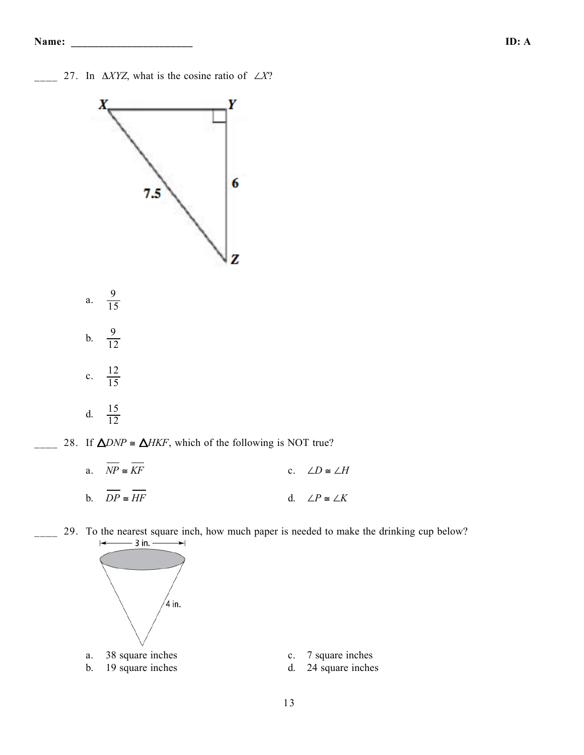____ 27. In $\Delta XYZ$, what is the cosine ratio of $\angle X$?

a. $\frac{9}{15}$

b. $\frac{9}{12}$

c. $\frac{12}{15}$

d. $\frac{15}{12}$

____ 28. If $\Delta DNP \cong \Delta HKF$, which of the following is NOT true?

a. $\overline{NP} \cong \overline{KF}$

b. $\overline{DP} \cong \overline{HF}$

c. $\angle D \cong \angle H$

d. $\angle P \cong \angle K$

____ 29. To the nearest square inch, how much paper is needed to make the drinking cup below?

a. 38 square inches

b. 19 square inches

c. 7 square inches

d. 24 square inches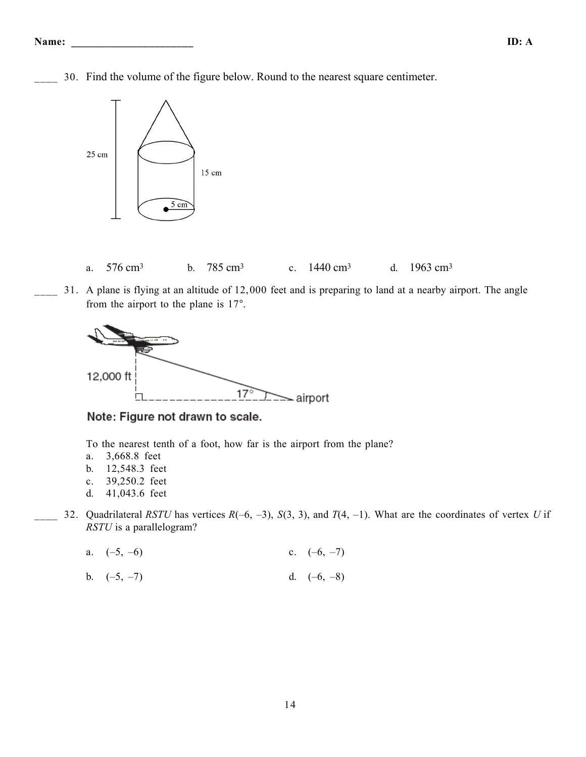Name: ______________________ ID: A

____ 30. Find the volume of the figure below. Round to the nearest square centimeter.

25 cm

15 cm

5 cm

a. 576 cm³ b. 785 cm³ c. 1440 cm³ d. 1963 cm³

____ 31. A plane is flying at an altitude of 12,000 feet and is preparing to land at a nearby airport. The angle from the airport to the plane is 17°.

12,000 ft

17°

airport

**Note: Figure not drawn to scale.**

To the nearest tenth of a foot, how far is the airport from the plane?

a. 3,668.8 feet
b. 12,548.3 feet
c. 39,250.2 feet
d. 41,043.6 feet

____ 32. Quadrilateral *RSTU* has vertices *R*(–6, –3), *S*(3, 3), and *T*(4, –1). What are the coordinates of vertex *U* if *RSTU* is a parallelogram?

a. (–5, –6) c. (–6, –7)

b. (–5, –7) d. (–6, –8)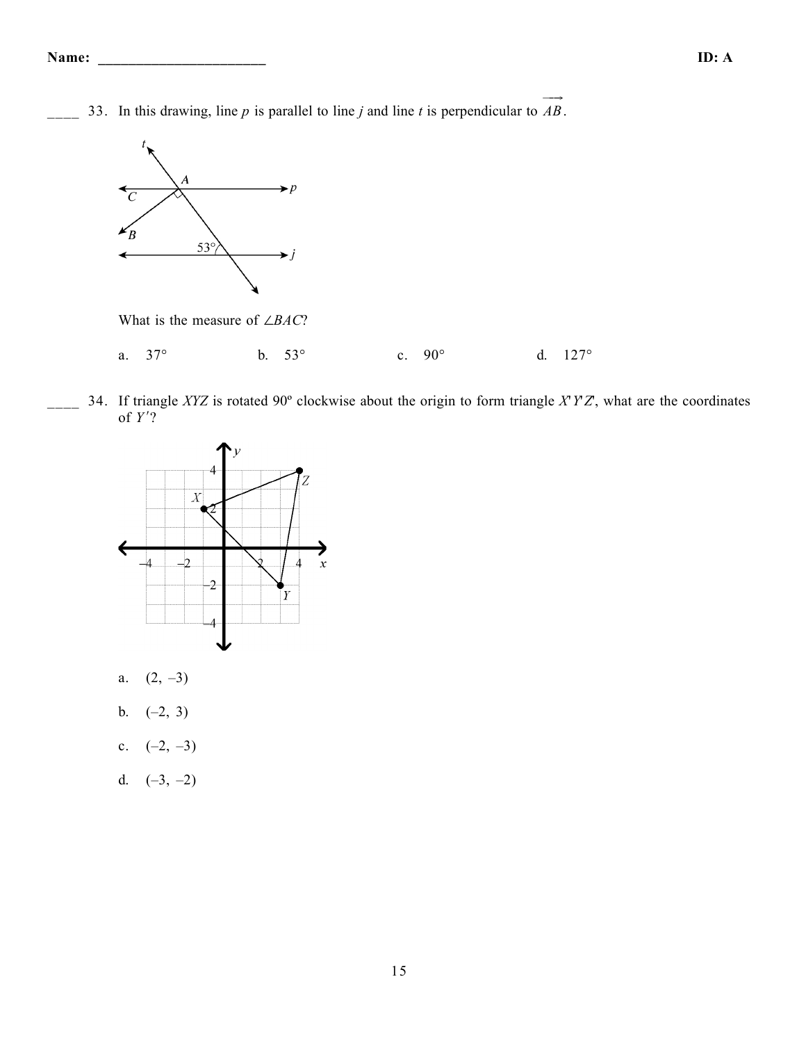Name: ______________________ ID: A

____ 33. In this drawing, line $p$ is parallel to line $j$ and line $t$ is perpendicular to $\overrightarrow{AB}$.

What is the measure of $\angle BAC$?

a. 37° b. 53° c. 90° d. 127°

____ 34. If triangle $XYZ$ is rotated 90º clockwise about the origin to form triangle $X'Y'Z'$, what are the coordinates of $Y'$?

a. (2, –3)

b. (–2, 3)

c. (–2, –3)

d. (–3, –2)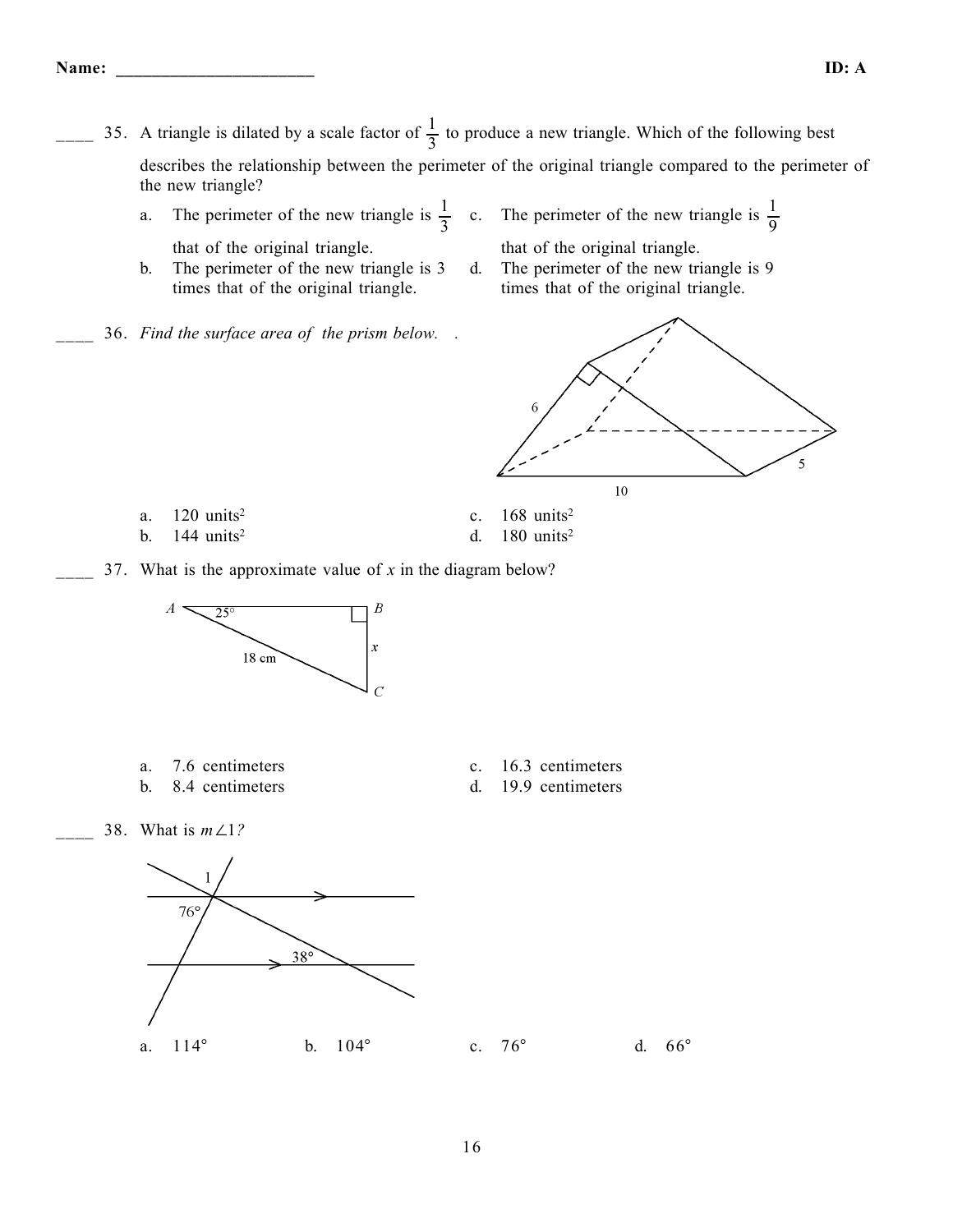Name: ______________________ ID: A

____ 35. A triangle is dilated by a scale factor of $\frac{1}{3}$ to produce a new triangle. Which of the following best describes the relationship between the perimeter of the original triangle compared to the perimeter of the new triangle?

a. The perimeter of the new triangle is $\frac{1}{3}$ that of the original triangle.
b. The perimeter of the new triangle is 3 times that of the original triangle.
c. The perimeter of the new triangle is $\frac{1}{9}$ that of the original triangle.
d. The perimeter of the new triangle is 9 times that of the original triangle.

____ 36. *Find the surface area of the prism below.* .

a. 120 units$^2$
b. 144 units$^2$
c. 168 units$^2$
d. 180 units$^2$

____ 37. What is the approximate value of $x$ in the diagram below?

a. 7.6 centimeters
b. 8.4 centimeters
c. 16.3 centimeters
d. 19.9 centimeters

____ 38. What is $m\angle 1$?

a. 114°
b. 104°
c. 76°
d. 66°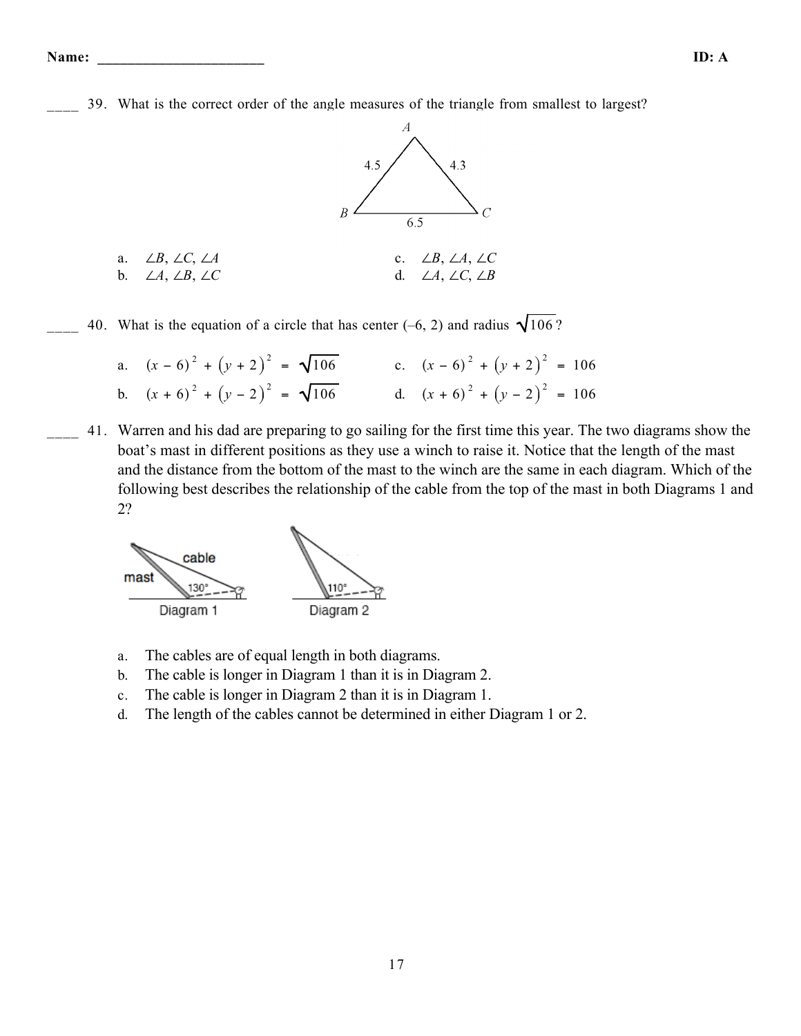**Name: ______________________ ID: A**

____ 39. What is the correct order of the angle measures of the triangle from smallest to largest?

A

4.5 4.3

B C

6.5

a. $\angle B$, $\angle C$, $\angle A$
b. $\angle A$, $\angle B$, $\angle C$
c. $\angle B$, $\angle A$, $\angle C$
d. $\angle A$, $\angle C$, $\angle B$

____ 40. What is the equation of a circle that has center (–6, 2) and radius $\sqrt{106}$?

a. $(x - 6)^2 + (y + 2)^2 = \sqrt{106}$
b. $(x + 6)^2 + (y - 2)^2 = \sqrt{106}$
c. $(x - 6)^2 + (y + 2)^2 = 106$
d. $(x + 6)^2 + (y - 2)^2 = 106$

____ 41. Warren and his dad are preparing to go sailing for the first time this year. The two diagrams show the boat's mast in different positions as they use a winch to raise it. Notice that the length of the mast and the distance from the bottom of the mast to the winch are the same in each diagram. Which of the following best describes the relationship of the cable from the top of the mast in both Diagrams 1 and 2?

cable

mast

130°

Diagram 1

110°

Diagram 2

a. The cables are of equal length in both diagrams.
b. The cable is longer in Diagram 1 than it is in Diagram 2.
c. The cable is longer in Diagram 2 than it is in Diagram 1.
d. The length of the cables cannot be determined in either Diagram 1 or 2.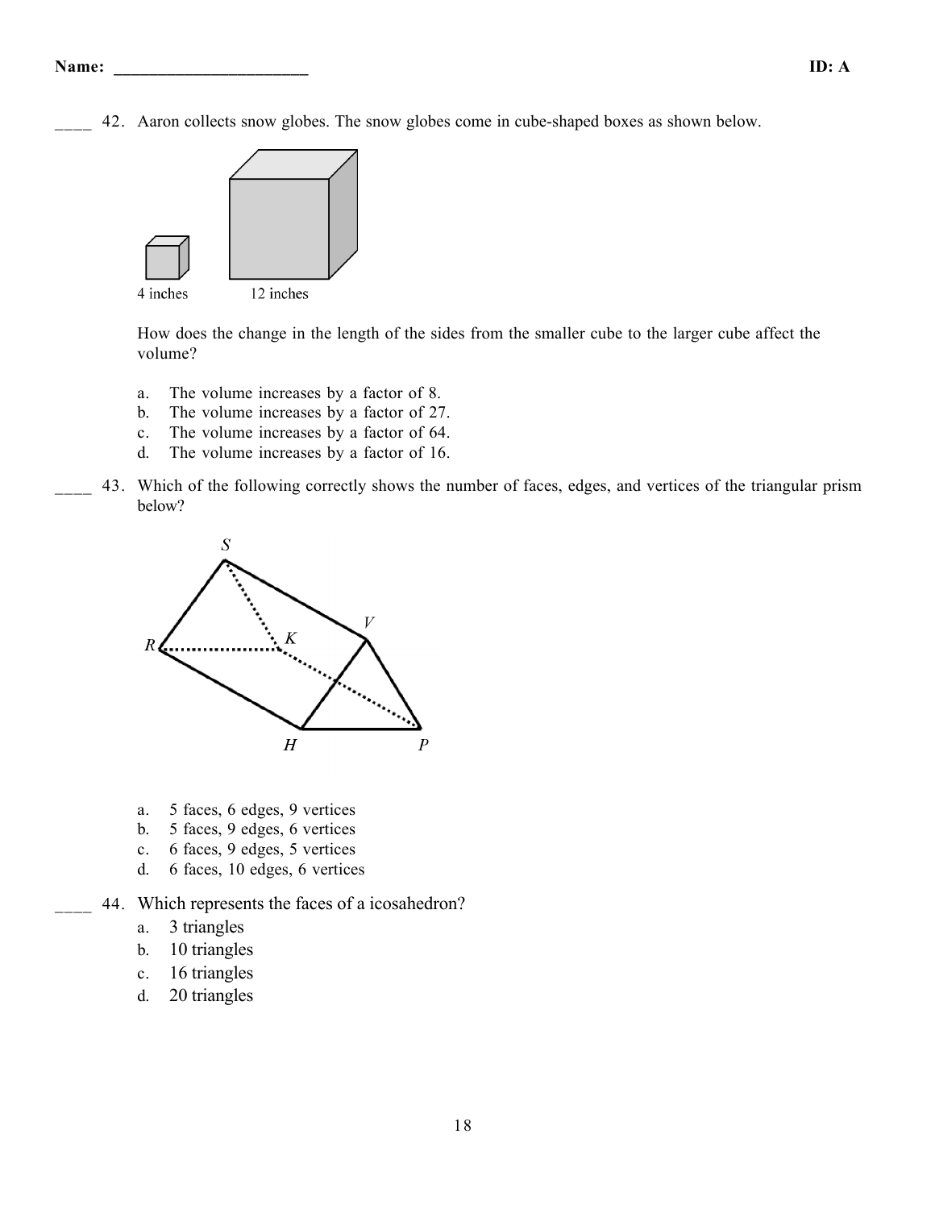Name: ______________________ ID: A

____ 42. Aaron collects snow globes. The snow globes come in cube-shaped boxes as shown below.

4 inches 12 inches

How does the change in the length of the sides from the smaller cube to the larger cube affect the volume?

a. The volume increases by a factor of 8.
b. The volume increases by a factor of 27.
c. The volume increases by a factor of 64.
d. The volume increases by a factor of 16.

____ 43. Which of the following correctly shows the number of faces, edges, and vertices of the triangular prism below?

a. 5 faces, 6 edges, 9 vertices
b. 5 faces, 9 edges, 6 vertices
c. 6 faces, 9 edges, 5 vertices
d. 6 faces, 10 edges, 6 vertices

____ 44. Which represents the faces of a icosahedron?

a. 3 triangles
b. 10 triangles
c. 16 triangles
d. 20 triangles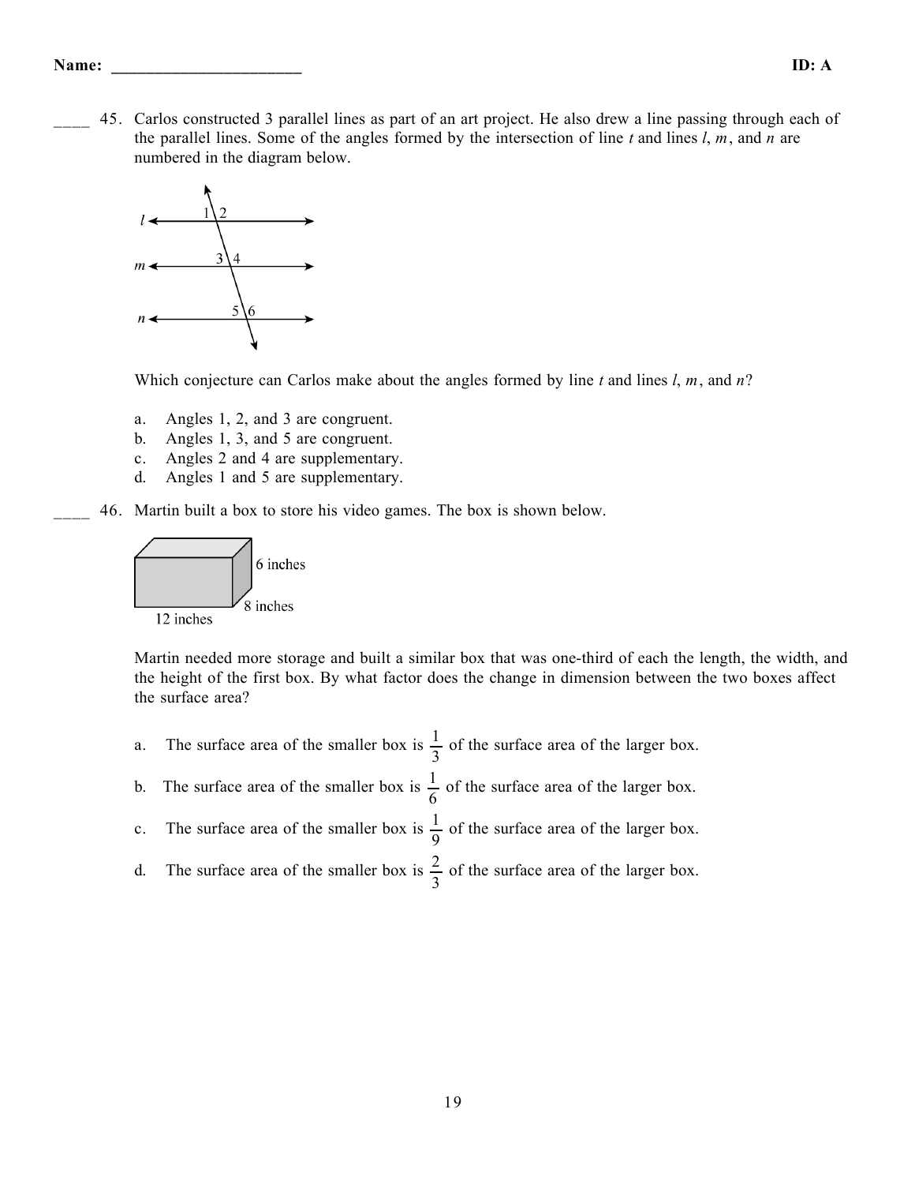**Name:** ______________________ **ID: A**

____ 45. Carlos constructed 3 parallel lines as part of an art project. He also drew a line passing through each of the parallel lines. Some of the angles formed by the intersection of line $t$ and lines $l$, $m$, and $n$ are numbered in the diagram below.

Which conjecture can Carlos make about the angles formed by line $t$ and lines $l$, $m$, and $n$?

a. Angles 1, 2, and 3 are congruent.
b. Angles 1, 3, and 5 are congruent.
c. Angles 2 and 4 are supplementary.
d. Angles 1 and 5 are supplementary.

____ 46. Martin built a box to store his video games. The box is shown below.

Martin needed more storage and built a similar box that was one-third of each the length, the width, and the height of the first box. By what factor does the change in dimension between the two boxes affect the surface area?

a. The surface area of the smaller box is $\frac{1}{3}$ of the surface area of the larger box.
b. The surface area of the smaller box is $\frac{1}{6}$ of the surface area of the larger box.
c. The surface area of the smaller box is $\frac{1}{9}$ of the surface area of the larger box.
d. The surface area of the smaller box is $\frac{2}{3}$ of the surface area of the larger box.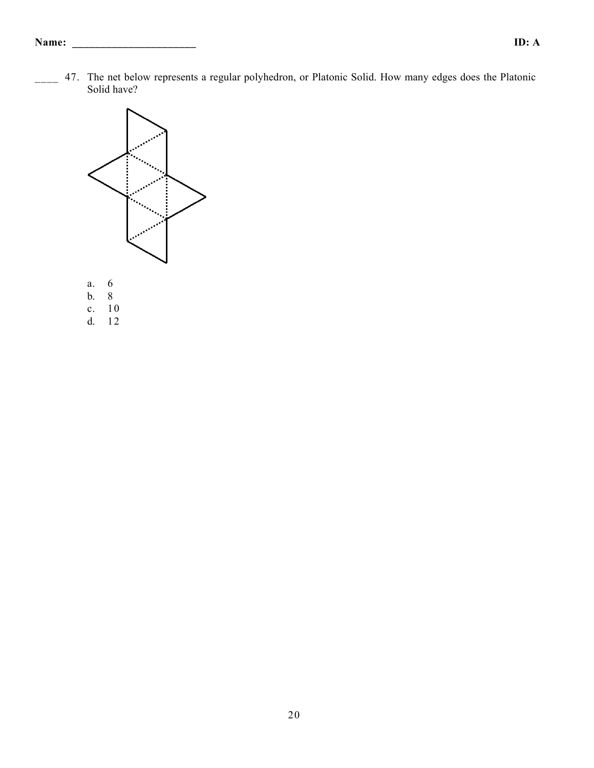____ 47. The net below represents a regular polyhedron, or Platonic Solid. How many edges does the Platonic Solid have?

a. 6
b. 8
c. 10
d. 12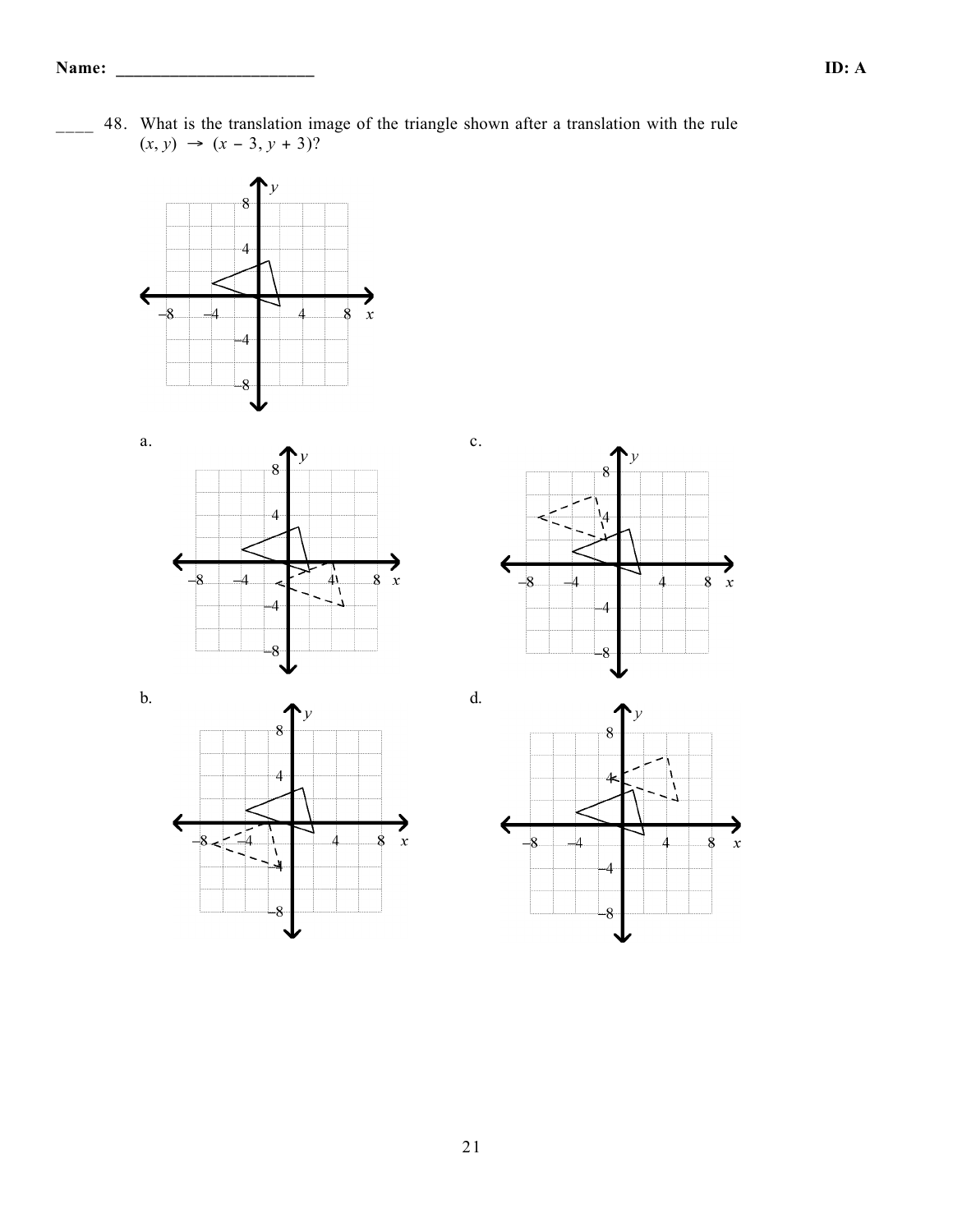Name: ______________________ ID: A

____ 48. What is the translation image of the triangle shown after a translation with the rule $(x, y) \rightarrow (x - 3, y + 3)$?

a.

c.

b.

d.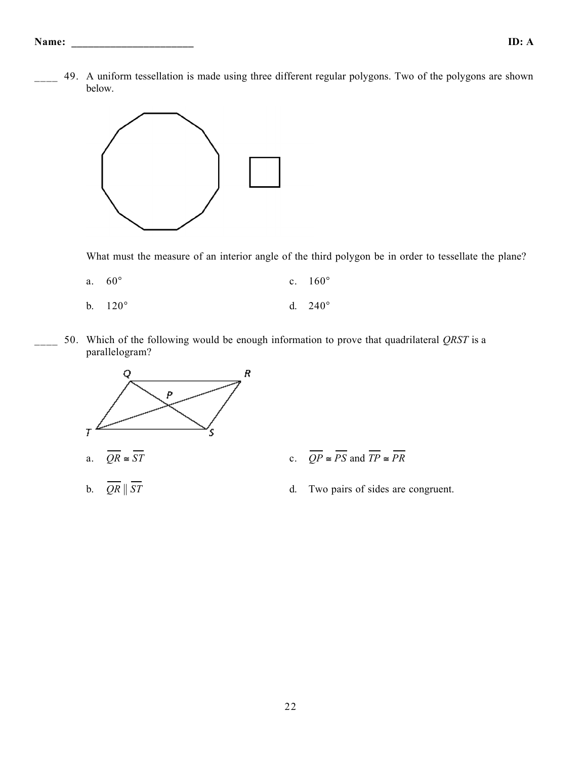Name: ______________________ ID: A

____ 49. A uniform tessellation is made using three different regular polygons. Two of the polygons are shown below.

What must the measure of an interior angle of the third polygon be in order to tessellate the plane?

a. 60°
b. 120°
c. 160°
d. 240°

____ 50. Which of the following would be enough information to prove that quadrilateral *QRST* is a parallelogram?

a. $\overline{QR} \cong \overline{ST}$
b. $\overline{QR} \parallel \overline{ST}$
c. $\overline{QP} \cong \overline{PS}$ and $\overline{TP} \cong \overline{PR}$
d. Two pairs of sides are congruent.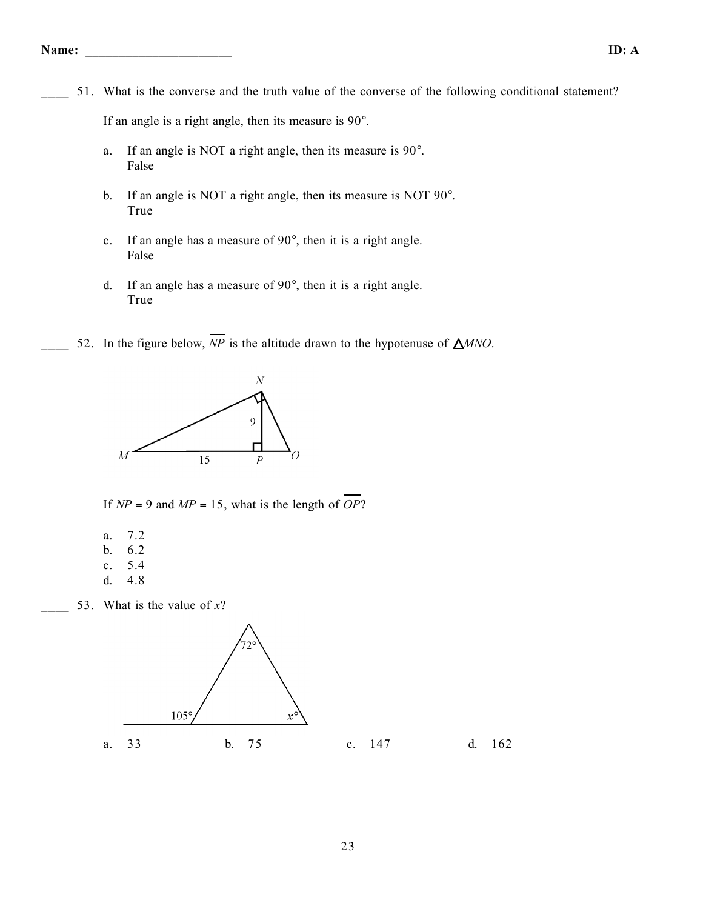Name: ______________________ ID: A

____ 51. What is the converse and the truth value of the converse of the following conditional statement?

If an angle is a right angle, then its measure is 90°.

a. If an angle is NOT a right angle, then its measure is 90°.
   False

b. If an angle is NOT a right angle, then its measure is NOT 90°.
   True

c. If an angle has a measure of 90°, then it is a right angle.
   False

d. If an angle has a measure of 90°, then it is a right angle.
   True

____ 52. In the figure below, $\overline{NP}$ is the altitude drawn to the hypotenuse of $\triangle MNO$.

If $NP = 9$ and $MP = 15$, what is the length of $\overline{OP}$?

a. 7.2
b. 6.2
c. 5.4
d. 4.8

____ 53. What is the value of $x$?

a. 33 b. 75 c. 147 d. 162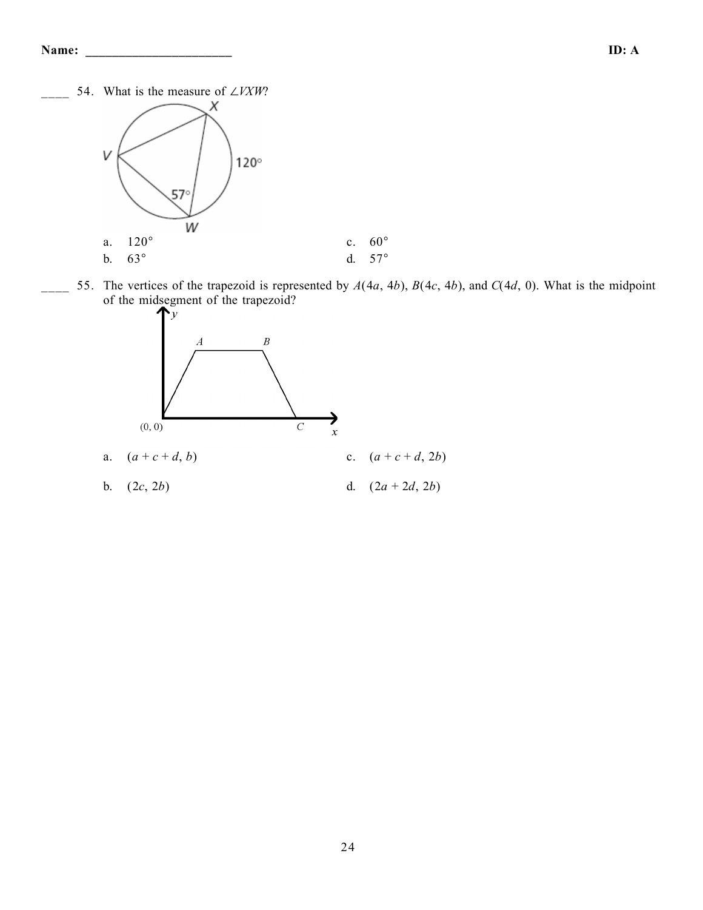Name: ______________________ ID: A

____ 54. What is the measure of $\angle VXW$?

a. $120°$
b. $63°$
c. $60°$
d. $57°$

____ 55. The vertices of the trapezoid is represented by $A(4a, 4b)$, $B(4c, 4b)$, and $C(4d, 0)$. What is the midpoint of the midsegment of the trapezoid?

a. $(a + c + d, b)$
b. $(2c, 2b)$
c. $(a + c + d, 2b)$
d. $(2a + 2d, 2b)$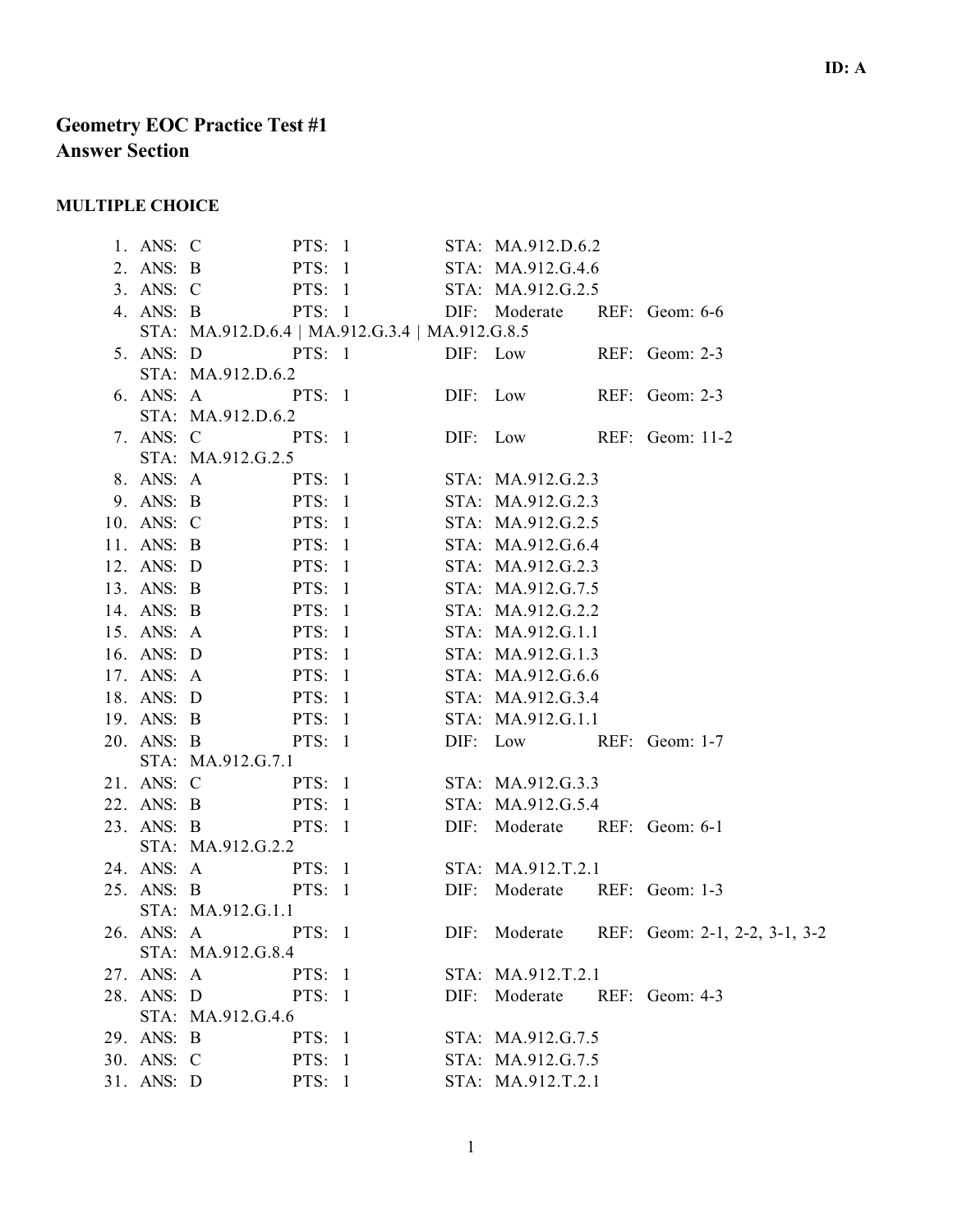ID: A

# Geometry EOC Practice Test #1
## Answer Section

### MULTIPLE CHOICE

1. ANS: C PTS: 1 STA: MA.912.D.6.2
2. ANS: B PTS: 1 STA: MA.912.G.4.6
3. ANS: C PTS: 1 STA: MA.912.G.2.5
4. ANS: B PTS: 1 DIF: Moderate REF: Geom: 6-6
   STA: MA.912.D.6.4 | MA.912.G.3.4 | MA.912.G.8.5
5. ANS: D PTS: 1 DIF: Low REF: Geom: 2-3
   STA: MA.912.D.6.2
6. ANS: A PTS: 1 DIF: Low REF: Geom: 2-3
   STA: MA.912.D.6.2
7. ANS: C PTS: 1 DIF: Low REF: Geom: 11-2
   STA: MA.912.G.2.5
8. ANS: A PTS: 1 STA: MA.912.G.2.3
9. ANS: B PTS: 1 STA: MA.912.G.2.3
10. ANS: C PTS: 1 STA: MA.912.G.2.5
11. ANS: B PTS: 1 STA: MA.912.G.6.4
12. ANS: D PTS: 1 STA: MA.912.G.2.3
13. ANS: B PTS: 1 STA: MA.912.G.7.5
14. ANS: B PTS: 1 STA: MA.912.G.2.2
15. ANS: A PTS: 1 STA: MA.912.G.1.1
16. ANS: D PTS: 1 STA: MA.912.G.1.3
17. ANS: A PTS: 1 STA: MA.912.G.6.6
18. ANS: D PTS: 1 STA: MA.912.G.3.4
19. ANS: B PTS: 1 STA: MA.912.G.1.1
20. ANS: B PTS: 1 DIF: Low REF: Geom: 1-7
    STA: MA.912.G.7.1
21. ANS: C PTS: 1 STA: MA.912.G.3.3
22. ANS: B PTS: 1 STA: MA.912.G.5.4
23. ANS: B PTS: 1 DIF: Moderate REF: Geom: 6-1
    STA: MA.912.G.2.2
24. ANS: A PTS: 1 STA: MA.912.T.2.1
25. ANS: B PTS: 1 DIF: Moderate REF: Geom: 1-3
    STA: MA.912.G.1.1
26. ANS: A PTS: 1 DIF: Moderate REF: Geom: 2-1, 2-2, 3-1, 3-2
    STA: MA.912.G.8.4
27. ANS: A PTS: 1 STA: MA.912.T.2.1
28. ANS: D PTS: 1 DIF: Moderate REF: Geom: 4-3
    STA: MA.912.G.4.6
29. ANS: B PTS: 1 STA: MA.912.G.7.5
30. ANS: C PTS: 1 STA: MA.912.G.7.5
31. ANS: D PTS: 1 STA: MA.912.T.2.1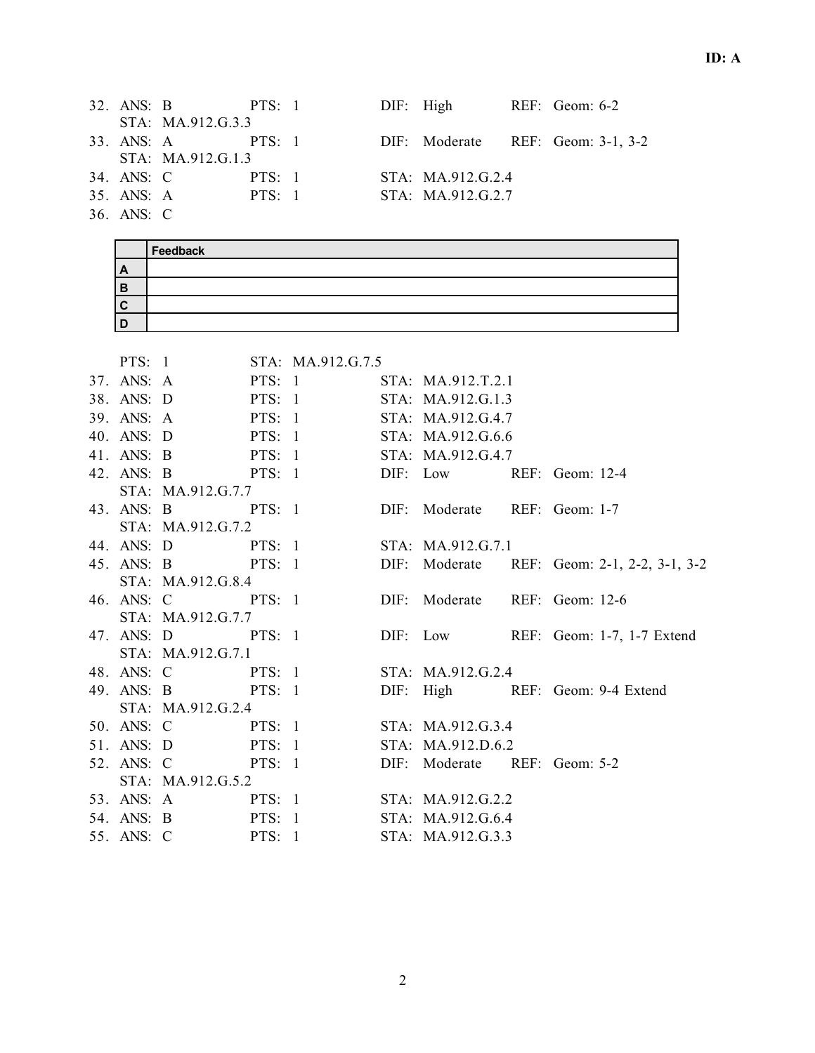ID: A

32. ANS: B PTS: 1 DIF: High REF: Geom: 6-2
    STA: MA.912.G.3.3
33. ANS: A PTS: 1 DIF: Moderate REF: Geom: 3-1, 3-2
    STA: MA.912.G.1.3
34. ANS: C PTS: 1 STA: MA.912.G.2.4
35. ANS: A PTS: 1 STA: MA.912.G.2.7
36. ANS: C

| | Feedback |
|---|---|
| A | |
| B | |
| C | |
| D | |

    PTS: 1 STA: MA.912.G.7.5
37. ANS: A PTS: 1 STA: MA.912.T.2.1
38. ANS: D PTS: 1 STA: MA.912.G.1.3
39. ANS: A PTS: 1 STA: MA.912.G.4.7
40. ANS: D PTS: 1 STA: MA.912.G.6.6
41. ANS: B PTS: 1 STA: MA.912.G.4.7
42. ANS: B PTS: 1 DIF: Low REF: Geom: 12-4
    STA: MA.912.G.7.7
43. ANS: B PTS: 1 DIF: Moderate REF: Geom: 1-7
    STA: MA.912.G.7.2
44. ANS: D PTS: 1 STA: MA.912.G.7.1
45. ANS: B PTS: 1 DIF: Moderate REF: Geom: 2-1, 2-2, 3-1, 3-2
    STA: MA.912.G.8.4
46. ANS: C PTS: 1 DIF: Moderate REF: Geom: 12-6
    STA: MA.912.G.7.7
47. ANS: D PTS: 1 DIF: Low REF: Geom: 1-7, 1-7 Extend
    STA: MA.912.G.7.1
48. ANS: C PTS: 1 STA: MA.912.G.2.4
49. ANS: B PTS: 1 DIF: High REF: Geom: 9-4 Extend
    STA: MA.912.G.2.4
50. ANS: C PTS: 1 STA: MA.912.G.3.4
51. ANS: D PTS: 1 STA: MA.912.D.6.2
52. ANS: C PTS: 1 DIF: Moderate REF: Geom: 5-2
    STA: MA.912.G.5.2
53. ANS: A PTS: 1 STA: MA.912.G.2.2
54. ANS: B PTS: 1 STA: MA.912.G.6.4
55. ANS: C PTS: 1 STA: MA.912.G.3.3